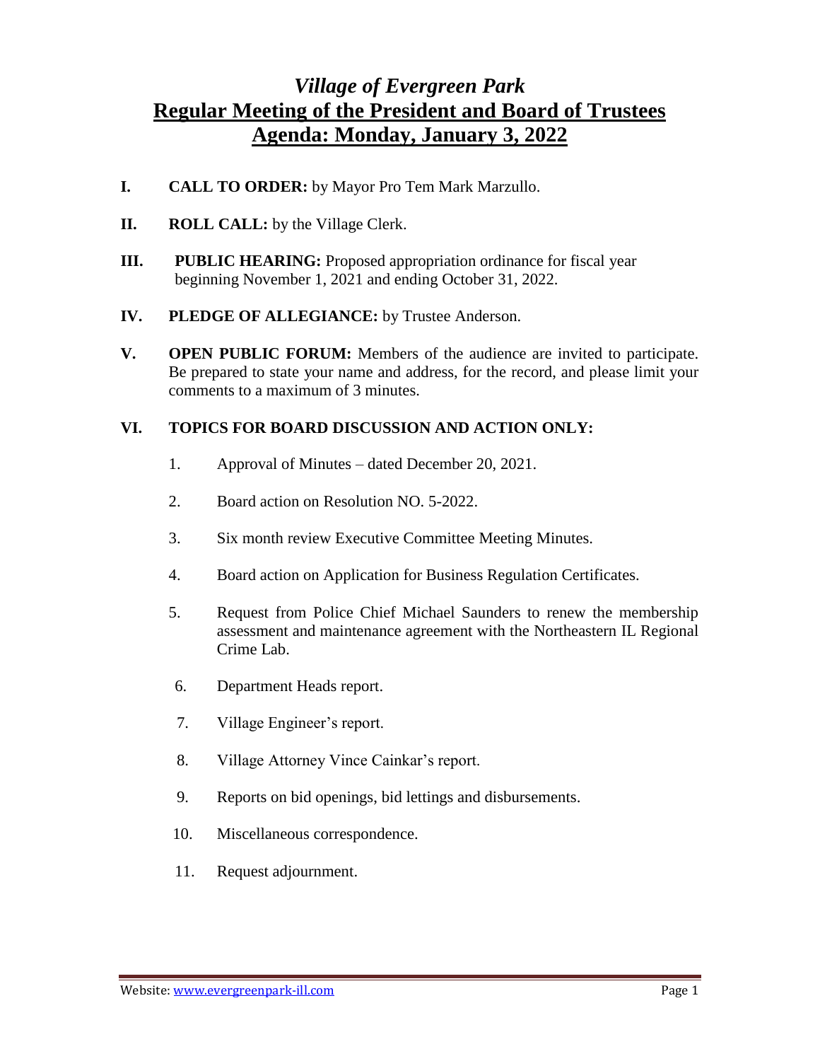# *Village of Evergreen Park*

## Regular Meeting of the President and Board of Trustees

## Agenda: Monday, January 3, 2022

**I. CALL TO ORDER:** by Mayor Pro Tem Mark Marzullo.

**II. ROLL CALL:** by the Village Clerk.

**III. PUBLIC HEARING:** Proposed appropriation ordinance for fiscal year beginning November 1, 2021 and ending October 31, 2022.

**IV. PLEDGE OF ALLEGIANCE:** by Trustee Anderson.

**V. OPEN PUBLIC FORUM:** Members of the audience are invited to participate. Be prepared to state your name and address, for the record, and please limit your comments to a maximum of 3 minutes.

**VI. TOPICS FOR BOARD DISCUSSION AND ACTION ONLY:**

1. Approval of Minutes – dated December 20, 2021.
2. Board action on Resolution NO. 5-2022.
3. Six month review Executive Committee Meeting Minutes.
4. Board action on Application for Business Regulation Certificates.
5. Request from Police Chief Michael Saunders to renew the membership assessment and maintenance agreement with the Northeastern IL Regional Crime Lab.
6. Department Heads report.
7. Village Engineer's report.
8. Village Attorney Vince Cainkar's report.
9. Reports on bid openings, bid lettings and disbursements.
10. Miscellaneous correspondence.
11. Request adjournment.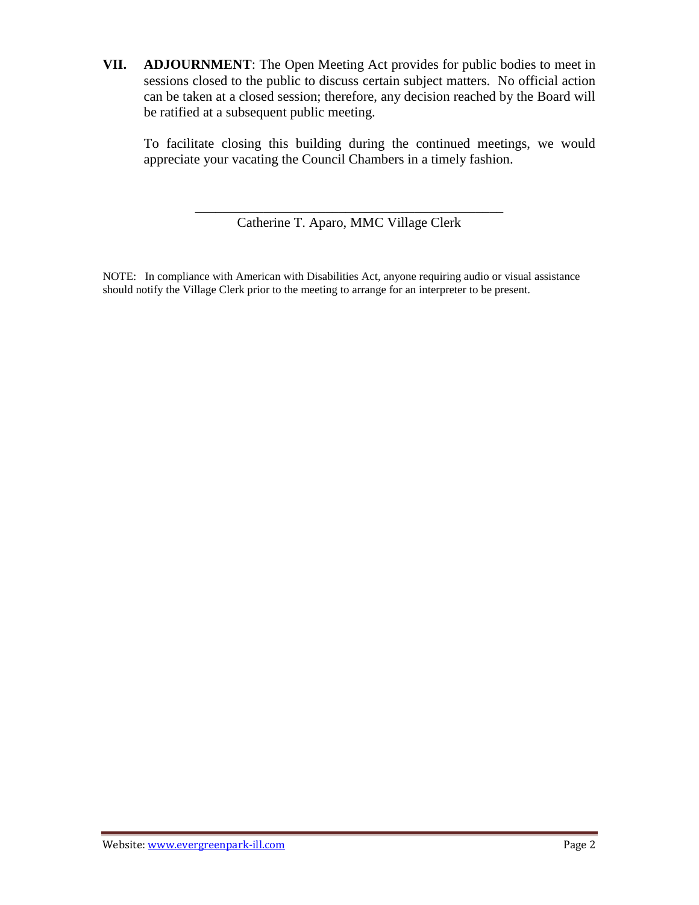**VII. ADJOURNMENT**: The Open Meeting Act provides for public bodies to meet in sessions closed to the public to discuss certain subject matters. No official action can be taken at a closed session; therefore, any decision reached by the Board will be ratified at a subsequent public meeting.

To facilitate closing this building during the continued meetings, we would appreciate your vacating the Council Chambers in a timely fashion.

______________________________________________

Catherine T. Aparo, MMC Village Clerk

NOTE: In compliance with American with Disabilities Act, anyone requiring audio or visual assistance should notify the Village Clerk prior to the meeting to arrange for an interpreter to be present.